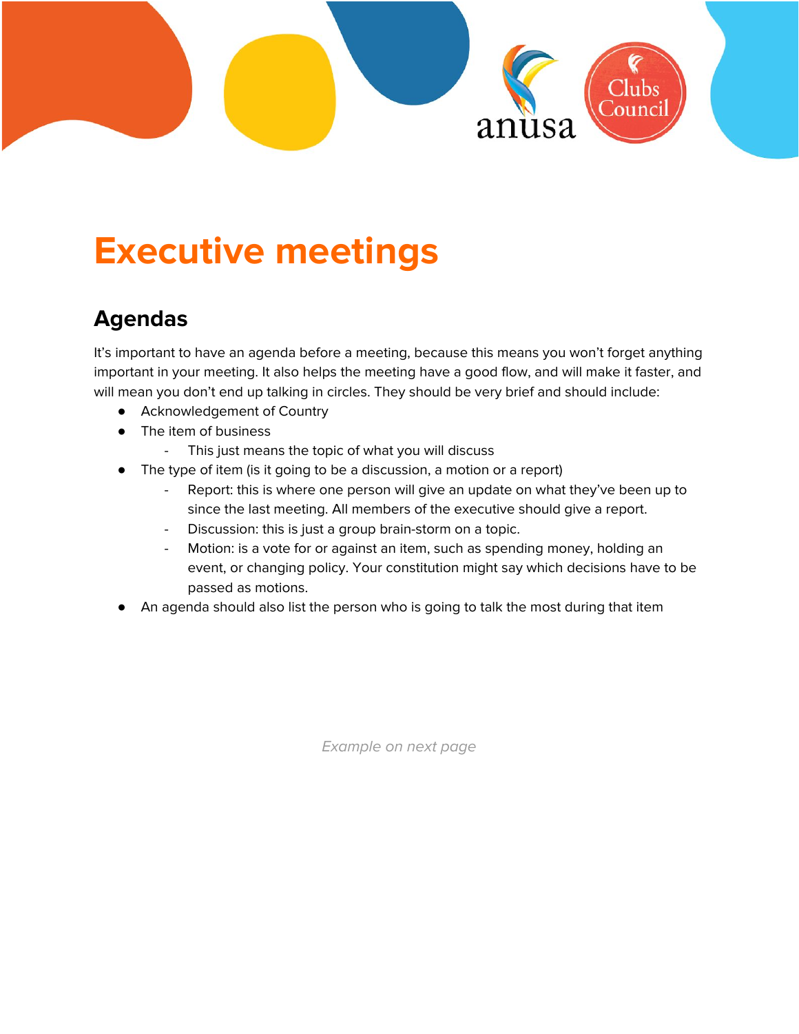# Executive meetings

## Agendas

It's important to have an agenda before a meeting, because this means you won't forget anything important in your meeting. It also helps the meeting have a good flow, and will make it faster, and will mean you don't end up talking in circles. They should be very brief and should include:

- Acknowledgement of Country
- The item of business
  - This just means the topic of what you will discuss
- The type of item (is it going to be a discussion, a motion or a report)
  - Report: this is where one person will give an update on what they've been up to since the last meeting. All members of the executive should give a report.
  - Discussion: this is just a group brain-storm on a topic.
  - Motion: is a vote for or against an item, such as spending money, holding an event, or changing policy. Your constitution might say which decisions have to be passed as motions.
- An agenda should also list the person who is going to talk the most during that item

*Example on next page*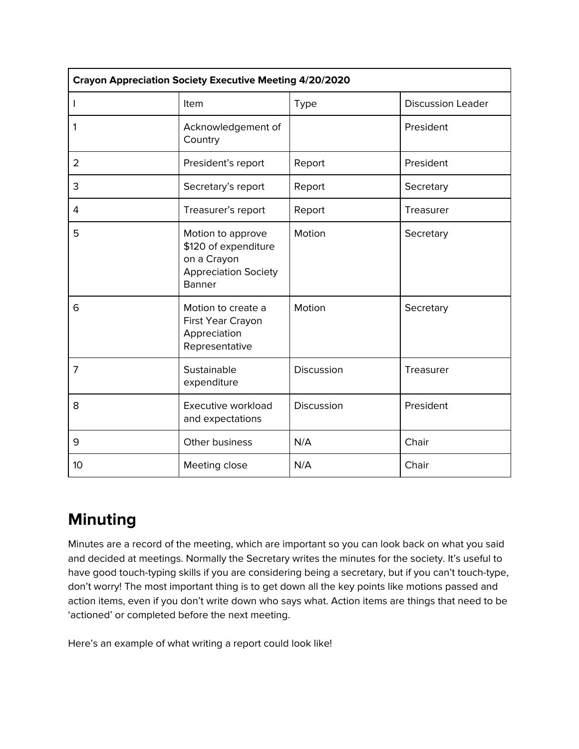| **Crayon Appreciation Society Executive Meeting 4/20/2020** | | | |
|---|---|---|---|
| I | Item | Type | Discussion Leader |
| 1 | Acknowledgement of Country | | President |
| 2 | President's report | Report | President |
| 3 | Secretary's report | Report | Secretary |
| 4 | Treasurer's report | Report | Treasurer |
| 5 | Motion to approve $120 of expenditure on a Crayon Appreciation Society Banner | Motion | Secretary |
| 6 | Motion to create a First Year Crayon Appreciation Representative | Motion | Secretary |
| 7 | Sustainable expenditure | Discussion | Treasurer |
| 8 | Executive workload and expectations | Discussion | President |
| 9 | Other business | N/A | Chair |
| 10 | Meeting close | N/A | Chair |

# Minuting

Minutes are a record of the meeting, which are important so you can look back on what you said and decided at meetings. Normally the Secretary writes the minutes for the society. It's useful to have good touch-typing skills if you are considering being a secretary, but if you can't touch-type, don't worry! The most important thing is to get down all the key points like motions passed and action items, even if you don't write down who says what. Action items are things that need to be 'actioned' or completed before the next meeting.

Here's an example of what writing a report could look like!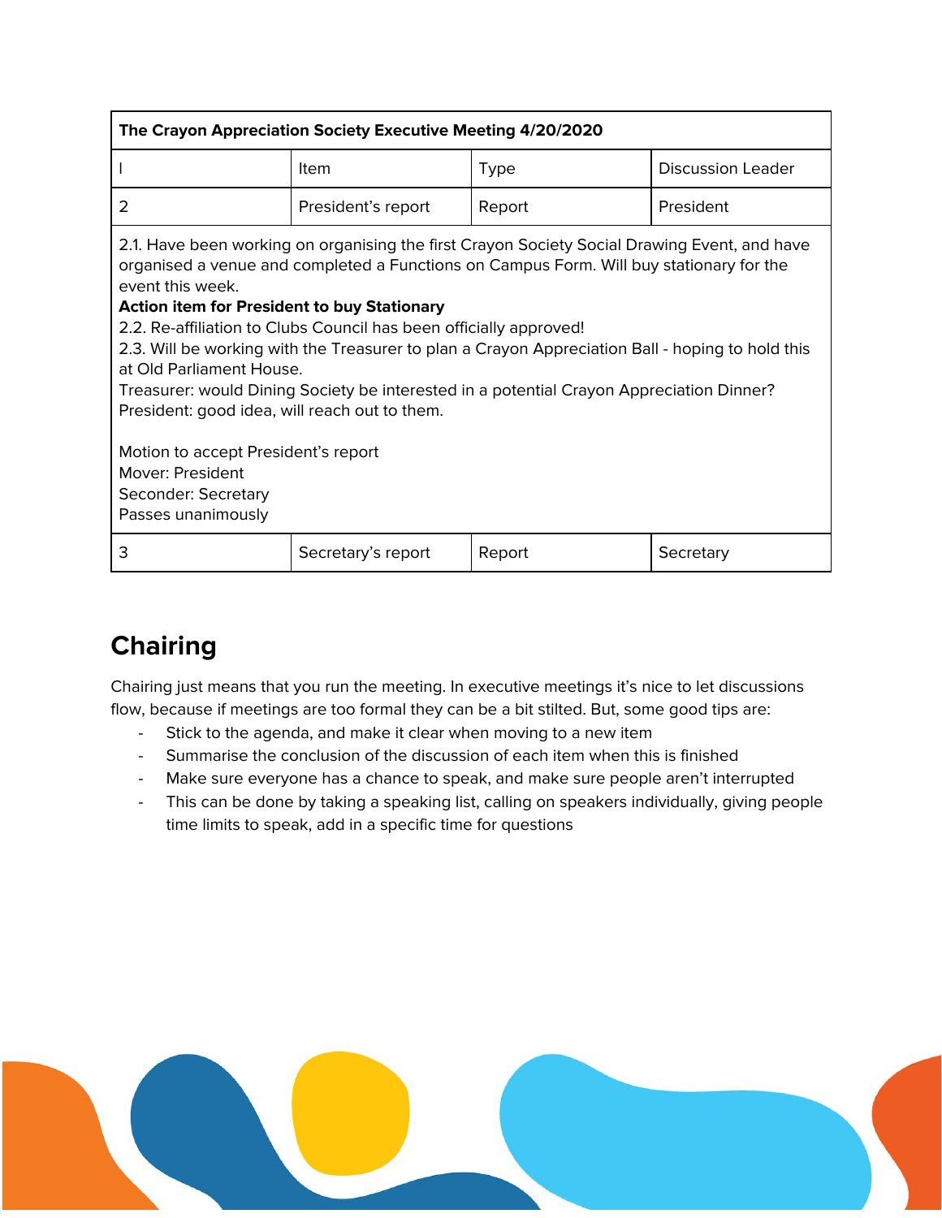| The Crayon Appreciation Society Executive Meeting 4/20/2020 | | | |
|---|---|---|---|
| I | Item | Type | Discussion Leader |
| 2 | President's report | Report | President |
| 2.1. Have been working on organising the first Crayon Society Social Drawing Event, and have organised a venue and completed a Functions on Campus Form. Will buy stationary for the event this week.<br>**Action item for President to buy Stationary**<br>2.2. Re-affiliation to Clubs Council has been officially approved!<br>2.3. Will be working with the Treasurer to plan a Crayon Appreciation Ball - hoping to hold this at Old Parliament House.<br>Treasurer: would Dining Society be interested in a potential Crayon Appreciation Dinner?<br>President: good idea, will reach out to them.<br><br>Motion to accept President's report<br>Mover: President<br>Seconder: Secretary<br>Passes unanimously | | | |
| 3 | Secretary's report | Report | Secretary |

## Chairing

Chairing just means that you run the meeting. In executive meetings it's nice to let discussions flow, because if meetings are too formal they can be a bit stilted. But, some good tips are:

- Stick to the agenda, and make it clear when moving to a new item
- Summarise the conclusion of the discussion of each item when this is finished
- Make sure everyone has a chance to speak, and make sure people aren't interrupted
- This can be done by taking a speaking list, calling on speakers individually, giving people time limits to speak, add in a specific time for questions